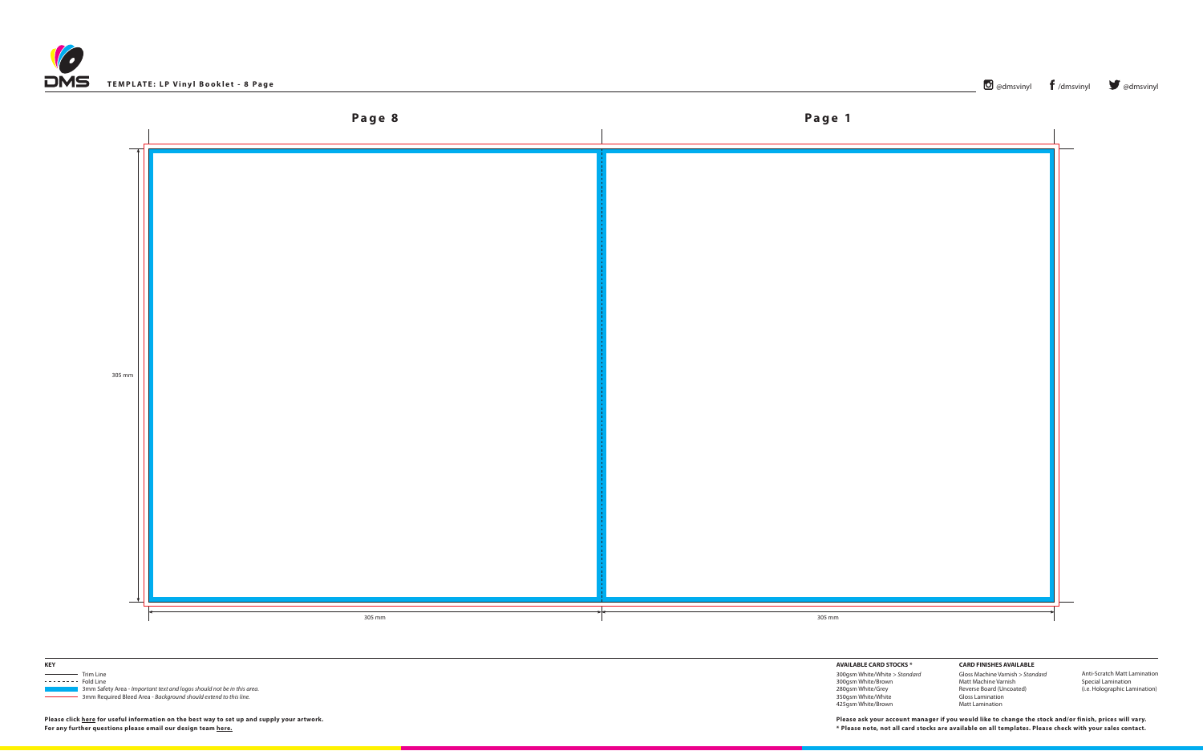**TEMPLATE: LP Vinyl Booklet - 8 Page**

@dmsvinyl /dmsvinyl @dmsvinyl

## Page 8

## Page 1

305 mm

305 mm

305 mm

**KEY**

- Trim Line
- Fold Line
- 3mm Safety Area - *Important text and logos should not be in this area.*
- 3mm Required Bleed Area - *Background should extend to this line.*

**Please click here for useful information on the best way to set up and supply your artwork.**
**For any further questions please email our design team here.**

**AVAILABLE CARD STOCKS \***

300gsm White/White > *Standard*
300gsm White/Brown
280gsm White/Grey
350gsm White/White
425gsm White/Brown

**CARD FINISHES AVAILABLE**

Gloss Machine Varnish > *Standard*
Matt Machine Varnish
Reverse Board (Uncoated)
Gloss Lamination
Matt Lamination
Anti-Scratch Matt Lamination
Special Lamination
(i.e. Holographic Lamination)

**Please ask your account manager if you would like to change the stock and/or finish, prices will vary.**
**\* Please note, not all card stocks are available on all templates. Please check with your sales contact.**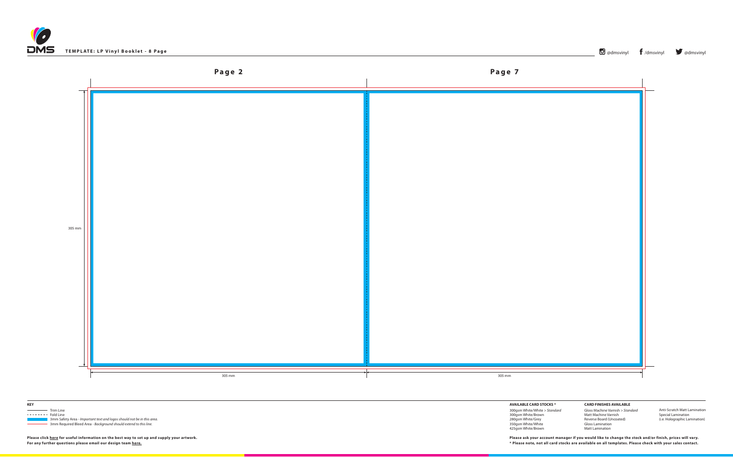**TEMPLATE: LP Vinyl Booklet - 8 Page**

@dmsvinyl /dmsvinyl @dmsvinyl

## Page 2

## Page 7

305 mm

305 mm

305 mm

**KEY**

- Trim Line
- Fold Line
- 3mm Safety Area - *Important text and logos should not be in this area.*
- 3mm Required Bleed Area - *Background should extend to this line.*

**Please click here for useful information on the best way to set up and supply your artwork.**
**For any further questions please email our design team here.**

**AVAILABLE CARD STOCKS \***

300gsm White/White > *Standard*
300gsm White/Brown
280gsm White/Grey
350gsm White/White
425gsm White/Brown

**CARD FINISHES AVAILABLE**

Gloss Machine Varnish > *Standard*
Matt Machine Varnish
Reverse Board (Uncoated)
Gloss Lamination
Matt Lamination
Anti-Scratch Matt Lamination
Special Lamination
(i.e. Holographic Lamination)

**Please ask your account manager if you would like to change the stock and/or finish, prices will vary.**
**\* Please note, not all card stocks are available on all templates. Please check with your sales contact.**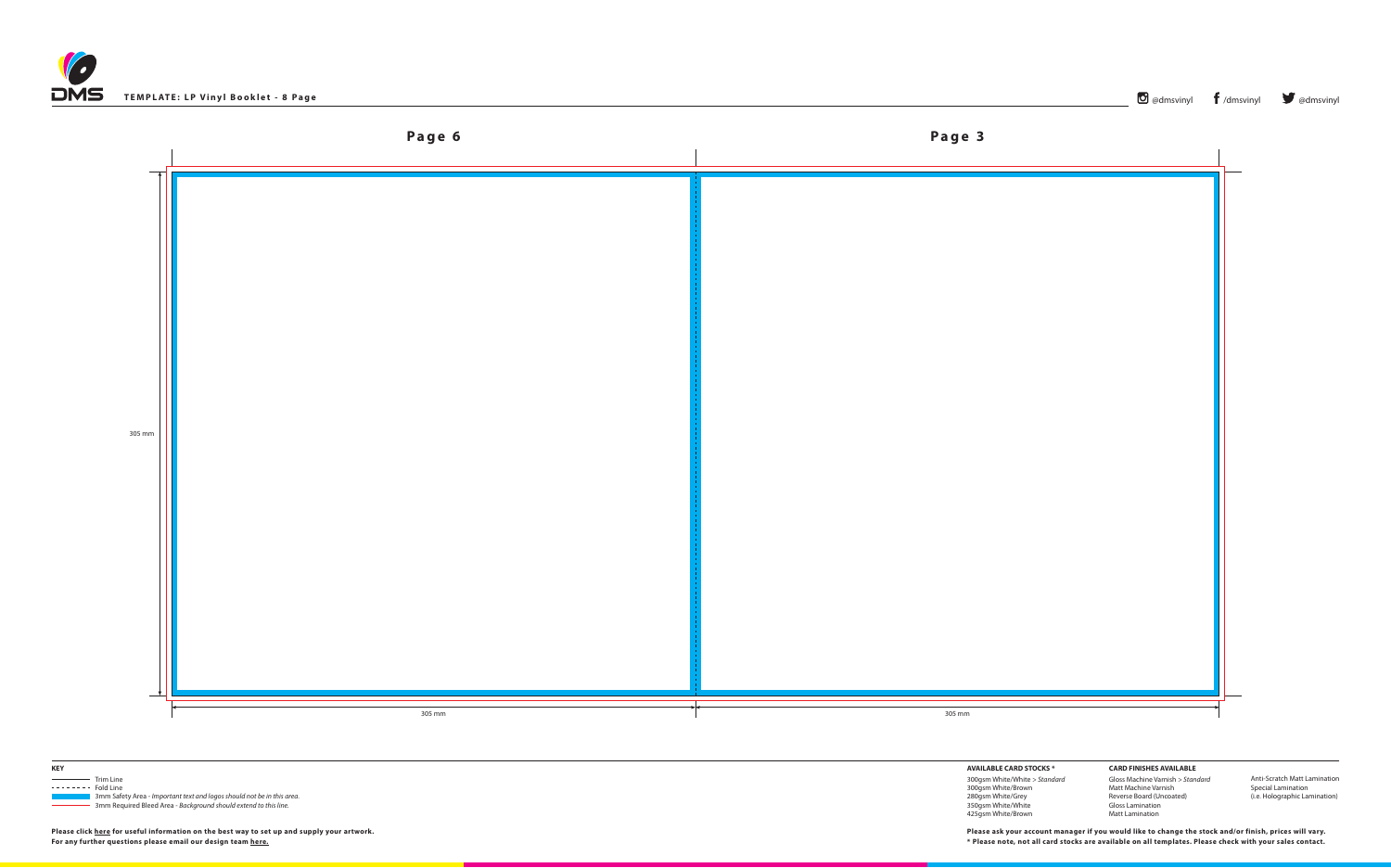**TEMPLATE: LP Vinyl Booklet - 8 Page**

@dmsvinyl /dmsvinyl @dmsvinyl

**Page 6**

**Page 3**

305 mm

305 mm

305 mm

**KEY**

- Trim Line
- Fold Line
- 3mm Safety Area - *Important text and logos should not be in this area.*
- 3mm Required Bleed Area - *Background should extend to this line.*

**Please click here for useful information on the best way to set up and supply your artwork.**
**For any further questions please email our design team here.**

**AVAILABLE CARD STOCKS \***

300gsm White/White > *Standard*
300gsm White/Brown
280gsm White/Grey
350gsm White/White
425gsm White/Brown

**CARD FINISHES AVAILABLE**

Gloss Machine Varnish > *Standard*
Matt Machine Varnish
Reverse Board (Uncoated)
Gloss Lamination
Matt Lamination
Anti-Scratch Matt Lamination
Special Lamination
(i.e. Holographic Lamination)

**Please ask your account manager if you would like to change the stock and/or finish, prices will vary.**
**\* Please note, not all card stocks are available on all templates. Please check with your sales contact.**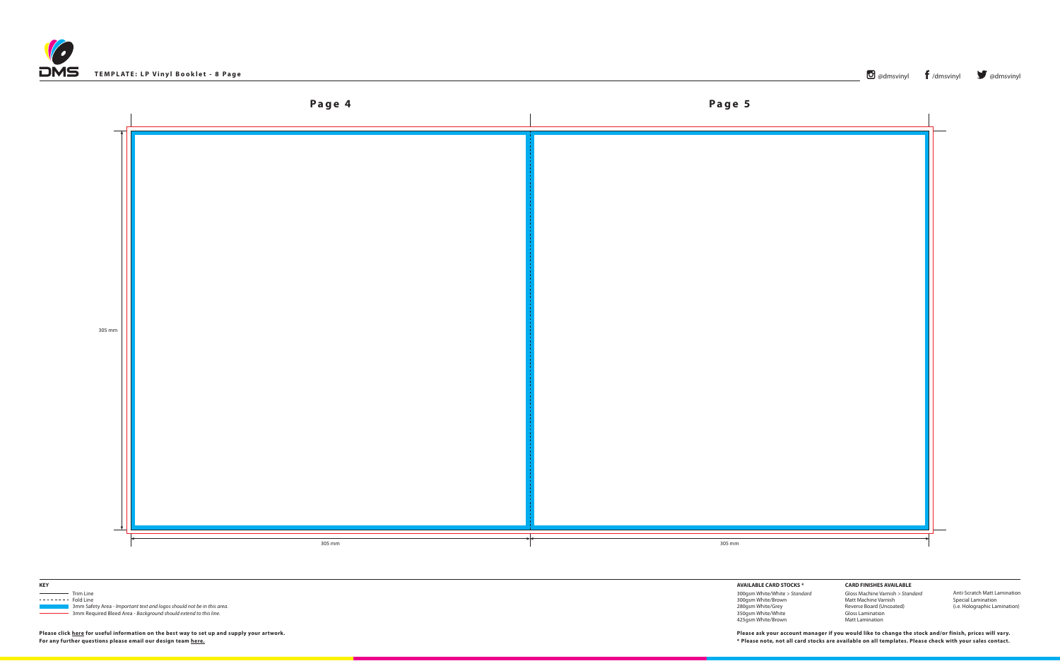**TEMPLATE: LP Vinyl Booklet - 8 Page**

@dmsvinyl /dmsvinyl @dmsvinyl

**Page 4**

**Page 5**

305 mm

305 mm

305 mm

**KEY**

Trim Line
Fold Line
3mm Safety Area - *Important text and logos should not be in this area.*
3mm Required Bleed Area - *Background should extend to this line.*

**Please click here for useful information on the best way to set up and supply your artwork.**
**For any further questions please email our design team here.**

**AVAILABLE CARD STOCKS \***

300gsm White/White > *Standard*
300gsm White/Brown
280gsm White/Grey
350gsm White/White
425gsm White/Brown

**CARD FINISHES AVAILABLE**

Gloss Machine Varnish > *Standard*
Matt Machine Varnish
Reverse Board (Uncoated)
Gloss Lamination
Matt Lamination
Anti-Scratch Matt Lamination
Special Lamination
(i.e. Holographic Lamination)

**Please ask your account manager if you would like to change the stock and/or finish, prices will vary.**
**\* Please note, not all card stocks are available on all templates. Please check with your sales contact.**